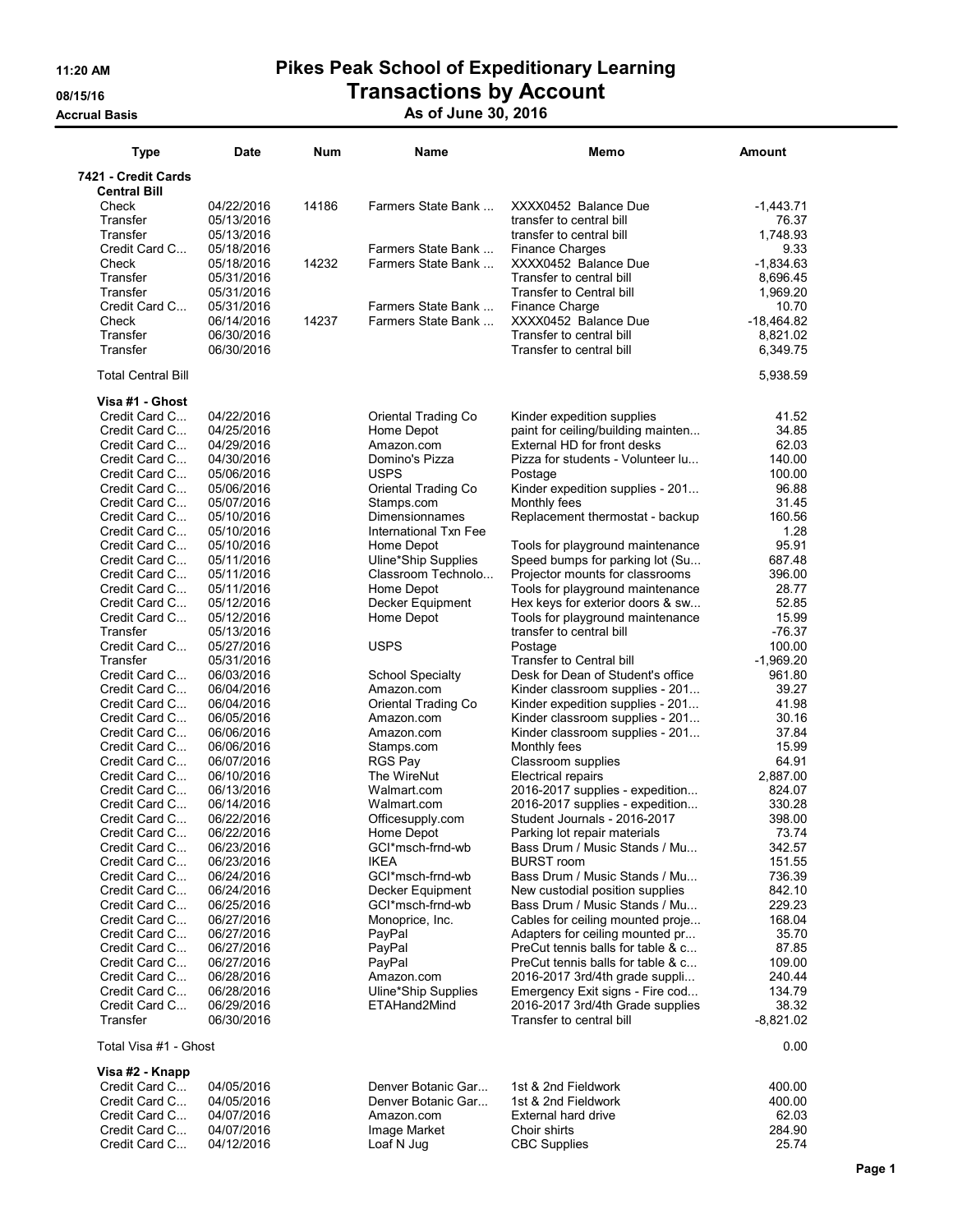# Pikes Peak School of Expeditionary Learning

## Transactions by Account

### As of June 30, 2016

11:20 AM
08/15/16
Accrual Basis

| Type | Date | Num | Name | Memo | Amount |
|---|---|---|---|---|---|
| **7421 - Credit Cards** | | | | | |
| **Central Bill** | | | | | |
| Check | 04/22/2016 | 14186 | Farmers State Bank ... | XXXX0452 Balance Due | -1,443.71 |
| Transfer | 05/13/2016 | | | transfer to central bill | 76.37 |
| Transfer | 05/13/2016 | | | transfer to central bill | 1,748.93 |
| Credit Card C... | 05/18/2016 | | Farmers State Bank ... | Finance Charges | 9.33 |
| Check | 05/18/2016 | 14232 | Farmers State Bank ... | XXXX0452 Balance Due | -1,834.63 |
| Transfer | 05/31/2016 | | | Transfer to central bill | 8,696.45 |
| Transfer | 05/31/2016 | | | Transfer to Central bill | 1,969.20 |
| Credit Card C... | 05/31/2016 | | Farmers State Bank ... | Finance Charge | 10.70 |
| Check | 06/14/2016 | 14237 | Farmers State Bank ... | XXXX0452 Balance Due | -18,464.82 |
| Transfer | 06/30/2016 | | | Transfer to central bill | 8,821.02 |
| Transfer | 06/30/2016 | | | Transfer to central bill | 6,349.75 |
| Total Central Bill | | | | | 5,938.59 |
| **Visa #1 - Ghost** | | | | | |
| Credit Card C... | 04/22/2016 | | Oriental Trading Co | Kinder expedition supplies | 41.52 |
| Credit Card C... | 04/25/2016 | | Home Depot | paint for ceiling/building mainten... | 34.85 |
| Credit Card C... | 04/29/2016 | | Amazon.com | External HD for front desks | 62.03 |
| Credit Card C... | 04/30/2016 | | Domino's Pizza | Pizza for students - Volunteer lu... | 140.00 |
| Credit Card C... | 05/06/2016 | | USPS | Postage | 100.00 |
| Credit Card C... | 05/06/2016 | | Oriental Trading Co | Kinder expedition supplies - 201... | 96.88 |
| Credit Card C... | 05/07/2016 | | Stamps.com | Monthly fees | 31.45 |
| Credit Card C... | 05/10/2016 | | Dimensionnames | Replacement thermostat - backup | 160.56 |
| Credit Card C... | 05/10/2016 | | International Txn Fee | | 1.28 |
| Credit Card C... | 05/10/2016 | | Home Depot | Tools for playground maintenance | 95.91 |
| Credit Card C... | 05/11/2016 | | Uline*Ship Supplies | Speed bumps for parking lot (Su... | 687.48 |
| Credit Card C... | 05/11/2016 | | Classroom Technolo... | Projector mounts for classrooms | 396.00 |
| Credit Card C... | 05/11/2016 | | Home Depot | Tools for playground maintenance | 28.77 |
| Credit Card C... | 05/12/2016 | | Decker Equipment | Hex keys for exterior doors & sw... | 52.85 |
| Credit Card C... | 05/12/2016 | | Home Depot | Tools for playground maintenance | 15.99 |
| Transfer | 05/13/2016 | | | transfer to central bill | -76.37 |
| Credit Card C... | 05/27/2016 | | USPS | Postage | 100.00 |
| Transfer | 05/31/2016 | | | Transfer to Central bill | -1,969.20 |
| Credit Card C... | 06/03/2016 | | School Specialty | Desk for Dean of Student's office | 961.80 |
| Credit Card C... | 06/04/2016 | | Amazon.com | Kinder classroom supplies - 201... | 39.27 |
| Credit Card C... | 06/04/2016 | | Oriental Trading Co | Kinder expedition supplies - 201... | 41.98 |
| Credit Card C... | 06/05/2016 | | Amazon.com | Kinder classroom supplies - 201... | 30.16 |
| Credit Card C... | 06/06/2016 | | Amazon.com | Kinder classroom supplies - 201... | 37.84 |
| Credit Card C... | 06/06/2016 | | Stamps.com | Monthly fees | 15.99 |
| Credit Card C... | 06/07/2016 | | RGS Pay | Classroom supplies | 64.91 |
| Credit Card C... | 06/10/2016 | | The WireNut | Electrical repairs | 2,887.00 |
| Credit Card C... | 06/13/2016 | | Walmart.com | 2016-2017 supplies - expedition... | 824.07 |
| Credit Card C... | 06/14/2016 | | Walmart.com | 2016-2017 supplies - expedition... | 330.28 |
| Credit Card C... | 06/22/2016 | | Officesupply.com | Student Journals - 2016-2017 | 398.00 |
| Credit Card C... | 06/22/2016 | | Home Depot | Parking lot repair materials | 73.74 |
| Credit Card C... | 06/23/2016 | | GCI*msch-frnd-wb | Bass Drum / Music Stands / Mu... | 342.57 |
| Credit Card C... | 06/23/2016 | | IKEA | BURST room | 151.55 |
| Credit Card C... | 06/24/2016 | | GCI*msch-frnd-wb | Bass Drum / Music Stands / Mu... | 736.39 |
| Credit Card C... | 06/24/2016 | | Decker Equipment | New custodial position supplies | 842.10 |
| Credit Card C... | 06/25/2016 | | GCI*msch-frnd-wb | Bass Drum / Music Stands / Mu... | 229.23 |
| Credit Card C... | 06/27/2016 | | Monoprice, Inc. | Cables for ceiling mounted proje... | 168.04 |
| Credit Card C... | 06/27/2016 | | PayPal | Adapters for ceiling mounted pr... | 35.70 |
| Credit Card C... | 06/27/2016 | | PayPal | PreCut tennis balls for table & c... | 87.85 |
| Credit Card C... | 06/27/2016 | | PayPal | PreCut tennis balls for table & c... | 109.00 |
| Credit Card C... | 06/28/2016 | | Amazon.com | 2016-2017 3rd/4th grade suppli... | 240.44 |
| Credit Card C... | 06/28/2016 | | Uline*Ship Supplies | Emergency Exit signs - Fire cod... | 134.79 |
| Credit Card C... | 06/29/2016 | | ETAHand2Mind | 2016-2017 3rd/4th Grade supplies | 38.32 |
| Transfer | 06/30/2016 | | | Transfer to central bill | -8,821.02 |
| Total Visa #1 - Ghost | | | | | 0.00 |
| **Visa #2 - Knapp** | | | | | |
| Credit Card C... | 04/05/2016 | | Denver Botanic Gar... | 1st & 2nd Fieldwork | 400.00 |
| Credit Card C... | 04/05/2016 | | Denver Botanic Gar... | 1st & 2nd Fieldwork | 400.00 |
| Credit Card C... | 04/07/2016 | | Amazon.com | External hard drive | 62.03 |
| Credit Card C... | 04/07/2016 | | Image Market | Choir shirts | 284.90 |
| Credit Card C... | 04/12/2016 | | Loaf N Jug | CBC Supplies | 25.74 |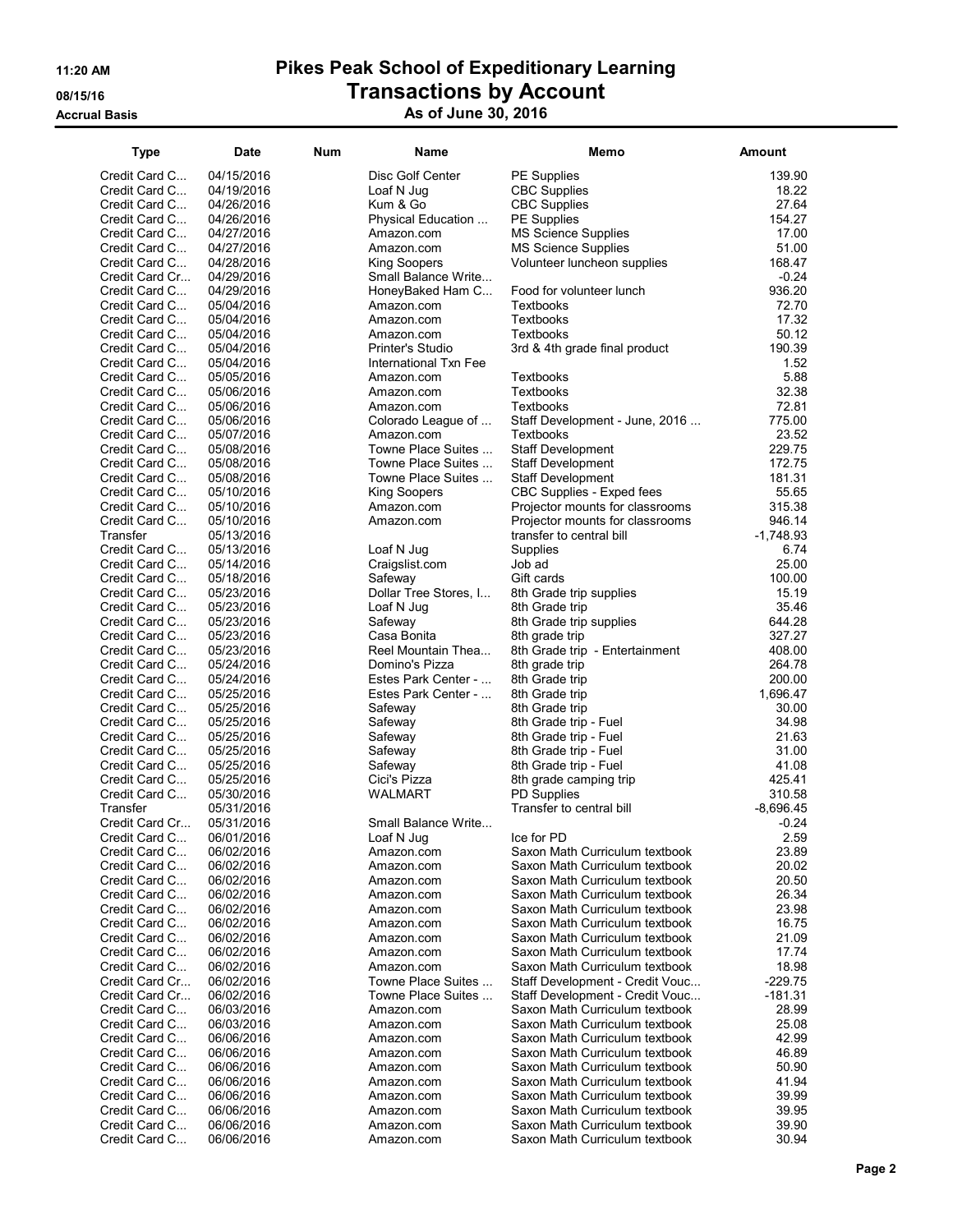# Pikes Peak School of Expeditionary Learning

## Transactions by Account

### As of June 30, 2016

11:20 AM
08/15/16
Accrual Basis

| Type | Date | Num | Name | Memo | Amount |
|---|---|---|---|---|---|
| Credit Card C... | 04/15/2016 | | Disc Golf Center | PE Supplies | 139.90 |
| Credit Card C... | 04/19/2016 | | Loaf N Jug | CBC Supplies | 18.22 |
| Credit Card C... | 04/26/2016 | | Kum & Go | CBC Supplies | 27.64 |
| Credit Card C... | 04/26/2016 | | Physical Education ... | PE Supplies | 154.27 |
| Credit Card C... | 04/27/2016 | | Amazon.com | MS Science Supplies | 17.00 |
| Credit Card C... | 04/27/2016 | | Amazon.com | MS Science Supplies | 51.00 |
| Credit Card C... | 04/28/2016 | | King Soopers | Volunteer luncheon supplies | 168.47 |
| Credit Card Cr... | 04/29/2016 | | Small Balance Write... | | -0.24 |
| Credit Card C... | 04/29/2016 | | HoneyBaked Ham C... | Food for volunteer lunch | 936.20 |
| Credit Card C... | 05/04/2016 | | Amazon.com | Textbooks | 72.70 |
| Credit Card C... | 05/04/2016 | | Amazon.com | Textbooks | 17.32 |
| Credit Card C... | 05/04/2016 | | Amazon.com | Textbooks | 50.12 |
| Credit Card C... | 05/04/2016 | | Printer's Studio | 3rd & 4th grade final product | 190.39 |
| Credit Card C... | 05/04/2016 | | International Txn Fee | | 1.52 |
| Credit Card C... | 05/05/2016 | | Amazon.com | Textbooks | 5.88 |
| Credit Card C... | 05/06/2016 | | Amazon.com | Textbooks | 32.38 |
| Credit Card C... | 05/06/2016 | | Amazon.com | Textbooks | 72.81 |
| Credit Card C... | 05/06/2016 | | Colorado League of ... | Staff Development - June, 2016 ... | 775.00 |
| Credit Card C... | 05/07/2016 | | Amazon.com | Textbooks | 23.52 |
| Credit Card C... | 05/08/2016 | | Towne Place Suites ... | Staff Development | 229.75 |
| Credit Card C... | 05/08/2016 | | Towne Place Suites ... | Staff Development | 172.75 |
| Credit Card C... | 05/08/2016 | | Towne Place Suites ... | Staff Development | 181.31 |
| Credit Card C... | 05/10/2016 | | King Soopers | CBC Supplies - Exped fees | 55.65 |
| Credit Card C... | 05/10/2016 | | Amazon.com | Projector mounts for classrooms | 315.38 |
| Credit Card C... | 05/10/2016 | | Amazon.com | Projector mounts for classrooms | 946.14 |
| Transfer | 05/13/2016 | | | transfer to central bill | -1,748.93 |
| Credit Card C... | 05/13/2016 | | Loaf N Jug | Supplies | 6.74 |
| Credit Card C... | 05/14/2016 | | Craigslist.com | Job ad | 25.00 |
| Credit Card C... | 05/18/2016 | | Safeway | Gift cards | 100.00 |
| Credit Card C... | 05/23/2016 | | Dollar Tree Stores, I... | 8th Grade trip supplies | 15.19 |
| Credit Card C... | 05/23/2016 | | Loaf N Jug | 8th Grade trip | 35.46 |
| Credit Card C... | 05/23/2016 | | Safeway | 8th Grade trip supplies | 644.28 |
| Credit Card C... | 05/23/2016 | | Casa Bonita | 8th grade trip | 327.27 |
| Credit Card C... | 05/23/2016 | | Reel Mountain Thea... | 8th Grade trip - Entertainment | 408.00 |
| Credit Card C... | 05/24/2016 | | Domino's Pizza | 8th grade trip | 264.78 |
| Credit Card C... | 05/24/2016 | | Estes Park Center - ... | 8th Grade trip | 200.00 |
| Credit Card C... | 05/25/2016 | | Estes Park Center - ... | 8th Grade trip | 1,696.47 |
| Credit Card C... | 05/25/2016 | | Safeway | 8th Grade trip | 30.00 |
| Credit Card C... | 05/25/2016 | | Safeway | 8th Grade trip - Fuel | 34.98 |
| Credit Card C... | 05/25/2016 | | Safeway | 8th Grade trip - Fuel | 21.63 |
| Credit Card C... | 05/25/2016 | | Safeway | 8th Grade trip - Fuel | 31.00 |
| Credit Card C... | 05/25/2016 | | Safeway | 8th Grade trip - Fuel | 41.08 |
| Credit Card C... | 05/25/2016 | | Cici's Pizza | 8th grade camping trip | 425.41 |
| Credit Card C... | 05/30/2016 | | WALMART | PD Supplies | 310.58 |
| Transfer | 05/31/2016 | | | Transfer to central bill | -8,696.45 |
| Credit Card Cr... | 05/31/2016 | | Small Balance Write... | | -0.24 |
| Credit Card C... | 06/01/2016 | | Loaf N Jug | Ice for PD | 2.59 |
| Credit Card C... | 06/02/2016 | | Amazon.com | Saxon Math Curriculum textbook | 23.89 |
| Credit Card C... | 06/02/2016 | | Amazon.com | Saxon Math Curriculum textbook | 20.02 |
| Credit Card C... | 06/02/2016 | | Amazon.com | Saxon Math Curriculum textbook | 20.50 |
| Credit Card C... | 06/02/2016 | | Amazon.com | Saxon Math Curriculum textbook | 26.34 |
| Credit Card C... | 06/02/2016 | | Amazon.com | Saxon Math Curriculum textbook | 23.98 |
| Credit Card C... | 06/02/2016 | | Amazon.com | Saxon Math Curriculum textbook | 16.75 |
| Credit Card C... | 06/02/2016 | | Amazon.com | Saxon Math Curriculum textbook | 21.09 |
| Credit Card C... | 06/02/2016 | | Amazon.com | Saxon Math Curriculum textbook | 17.74 |
| Credit Card C... | 06/02/2016 | | Amazon.com | Saxon Math Curriculum textbook | 18.98 |
| Credit Card Cr... | 06/02/2016 | | Towne Place Suites ... | Staff Development - Credit Vouc... | -229.75 |
| Credit Card Cr... | 06/02/2016 | | Towne Place Suites ... | Staff Development - Credit Vouc... | -181.31 |
| Credit Card C... | 06/03/2016 | | Amazon.com | Saxon Math Curriculum textbook | 28.99 |
| Credit Card C... | 06/03/2016 | | Amazon.com | Saxon Math Curriculum textbook | 25.08 |
| Credit Card C... | 06/06/2016 | | Amazon.com | Saxon Math Curriculum textbook | 42.99 |
| Credit Card C... | 06/06/2016 | | Amazon.com | Saxon Math Curriculum textbook | 46.89 |
| Credit Card C... | 06/06/2016 | | Amazon.com | Saxon Math Curriculum textbook | 50.90 |
| Credit Card C... | 06/06/2016 | | Amazon.com | Saxon Math Curriculum textbook | 41.94 |
| Credit Card C... | 06/06/2016 | | Amazon.com | Saxon Math Curriculum textbook | 39.99 |
| Credit Card C... | 06/06/2016 | | Amazon.com | Saxon Math Curriculum textbook | 39.95 |
| Credit Card C... | 06/06/2016 | | Amazon.com | Saxon Math Curriculum textbook | 39.90 |
| Credit Card C... | 06/06/2016 | | Amazon.com | Saxon Math Curriculum textbook | 30.94 |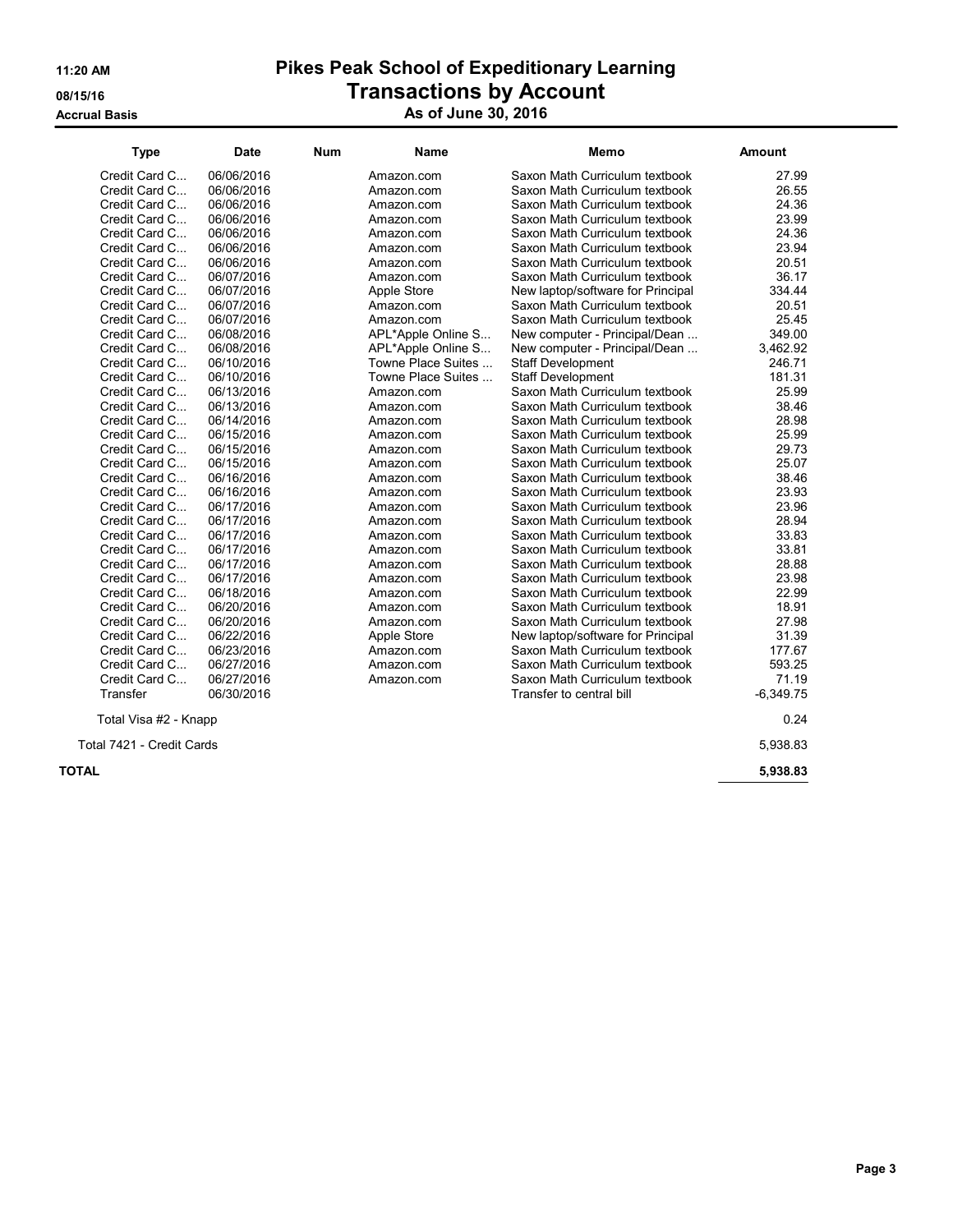# Pikes Peak School of Expeditionary Learning

## Transactions by Account

### As of June 30, 2016

11:20 AM
08/15/16
Accrual Basis

| Type | Date | Num | Name | Memo | Amount |
|---|---|---|---|---|---|
| Credit Card C... | 06/06/2016 | | Amazon.com | Saxon Math Curriculum textbook | 27.99 |
| Credit Card C... | 06/06/2016 | | Amazon.com | Saxon Math Curriculum textbook | 26.55 |
| Credit Card C... | 06/06/2016 | | Amazon.com | Saxon Math Curriculum textbook | 24.36 |
| Credit Card C... | 06/06/2016 | | Amazon.com | Saxon Math Curriculum textbook | 23.99 |
| Credit Card C... | 06/06/2016 | | Amazon.com | Saxon Math Curriculum textbook | 24.36 |
| Credit Card C... | 06/06/2016 | | Amazon.com | Saxon Math Curriculum textbook | 23.94 |
| Credit Card C... | 06/06/2016 | | Amazon.com | Saxon Math Curriculum textbook | 20.51 |
| Credit Card C... | 06/07/2016 | | Amazon.com | Saxon Math Curriculum textbook | 36.17 |
| Credit Card C... | 06/07/2016 | | Apple Store | New laptop/software for Principal | 334.44 |
| Credit Card C... | 06/07/2016 | | Amazon.com | Saxon Math Curriculum textbook | 20.51 |
| Credit Card C... | 06/07/2016 | | Amazon.com | Saxon Math Curriculum textbook | 25.45 |
| Credit Card C... | 06/08/2016 | | APL*Apple Online S... | New computer - Principal/Dean ... | 349.00 |
| Credit Card C... | 06/08/2016 | | APL*Apple Online S... | New computer - Principal/Dean ... | 3,462.92 |
| Credit Card C... | 06/10/2016 | | Towne Place Suites ... | Staff Development | 246.71 |
| Credit Card C... | 06/10/2016 | | Towne Place Suites ... | Staff Development | 181.31 |
| Credit Card C... | 06/13/2016 | | Amazon.com | Saxon Math Curriculum textbook | 25.99 |
| Credit Card C... | 06/13/2016 | | Amazon.com | Saxon Math Curriculum textbook | 38.46 |
| Credit Card C... | 06/14/2016 | | Amazon.com | Saxon Math Curriculum textbook | 28.98 |
| Credit Card C... | 06/15/2016 | | Amazon.com | Saxon Math Curriculum textbook | 25.99 |
| Credit Card C... | 06/15/2016 | | Amazon.com | Saxon Math Curriculum textbook | 29.73 |
| Credit Card C... | 06/15/2016 | | Amazon.com | Saxon Math Curriculum textbook | 25.07 |
| Credit Card C... | 06/16/2016 | | Amazon.com | Saxon Math Curriculum textbook | 38.46 |
| Credit Card C... | 06/16/2016 | | Amazon.com | Saxon Math Curriculum textbook | 23.93 |
| Credit Card C... | 06/17/2016 | | Amazon.com | Saxon Math Curriculum textbook | 23.96 |
| Credit Card C... | 06/17/2016 | | Amazon.com | Saxon Math Curriculum textbook | 28.94 |
| Credit Card C... | 06/17/2016 | | Amazon.com | Saxon Math Curriculum textbook | 33.83 |
| Credit Card C... | 06/17/2016 | | Amazon.com | Saxon Math Curriculum textbook | 33.81 |
| Credit Card C... | 06/17/2016 | | Amazon.com | Saxon Math Curriculum textbook | 28.88 |
| Credit Card C... | 06/17/2016 | | Amazon.com | Saxon Math Curriculum textbook | 23.98 |
| Credit Card C... | 06/18/2016 | | Amazon.com | Saxon Math Curriculum textbook | 22.99 |
| Credit Card C... | 06/20/2016 | | Amazon.com | Saxon Math Curriculum textbook | 18.91 |
| Credit Card C... | 06/20/2016 | | Amazon.com | Saxon Math Curriculum textbook | 27.98 |
| Credit Card C... | 06/22/2016 | | Apple Store | New laptop/software for Principal | 31.39 |
| Credit Card C... | 06/23/2016 | | Amazon.com | Saxon Math Curriculum textbook | 177.67 |
| Credit Card C... | 06/27/2016 | | Amazon.com | Saxon Math Curriculum textbook | 593.25 |
| Credit Card C... | 06/27/2016 | | Amazon.com | Saxon Math Curriculum textbook | 71.19 |
| Transfer | 06/30/2016 | | | Transfer to central bill | -6,349.75 |
| Total Visa #2 - Knapp | | | | | 0.24 |
| Total 7421 - Credit Cards | | | | | 5,938.83 |
| **TOTAL** | | | | | **5,938.83** |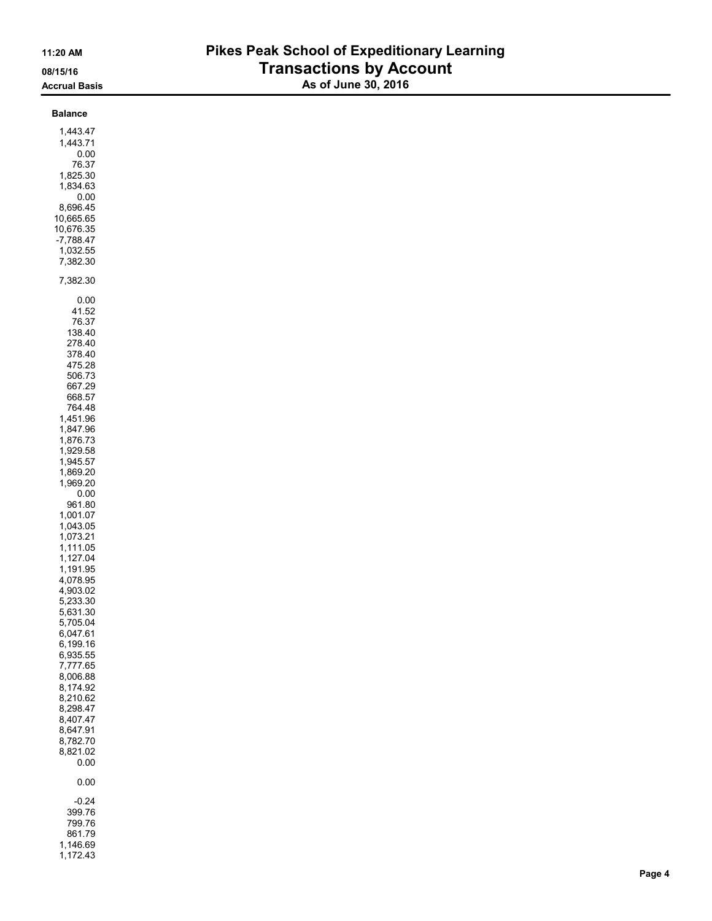| Balance |
|---|
| 1,443.47 |
| 1,443.71 |
| 0.00 |
| 76.37 |
| 1,825.30 |
| 1,834.63 |
| 0.00 |
| 8,696.45 |
| 10,665.65 |
| 10,676.35 |
| -7,788.47 |
| 1,032.55 |
| 7,382.30 |
| 7,382.30 |
| 0.00 |
| 41.52 |
| 76.37 |
| 138.40 |
| 278.40 |
| 378.40 |
| 475.28 |
| 506.73 |
| 667.29 |
| 668.57 |
| 764.48 |
| 1,451.96 |
| 1,847.96 |
| 1,876.73 |
| 1,929.58 |
| 1,945.57 |
| 1,869.20 |
| 1,969.20 |
| 0.00 |
| 961.80 |
| 1,001.07 |
| 1,043.05 |
| 1,073.21 |
| 1,111.05 |
| 1,127.04 |
| 1,191.95 |
| 4,078.95 |
| 4,903.02 |
| 5,233.30 |
| 5,631.30 |
| 5,705.04 |
| 6,047.61 |
| 6,199.16 |
| 6,935.55 |
| 7,777.65 |
| 8,006.88 |
| 8,174.92 |
| 8,210.62 |
| 8,298.47 |
| 8,407.47 |
| 8,647.91 |
| 8,782.70 |
| 8,821.02 |
| 0.00 |
| 0.00 |
| -0.24 |
| 399.76 |
| 799.76 |
| 861.79 |
| 1,146.69 |
| 1,172.43 |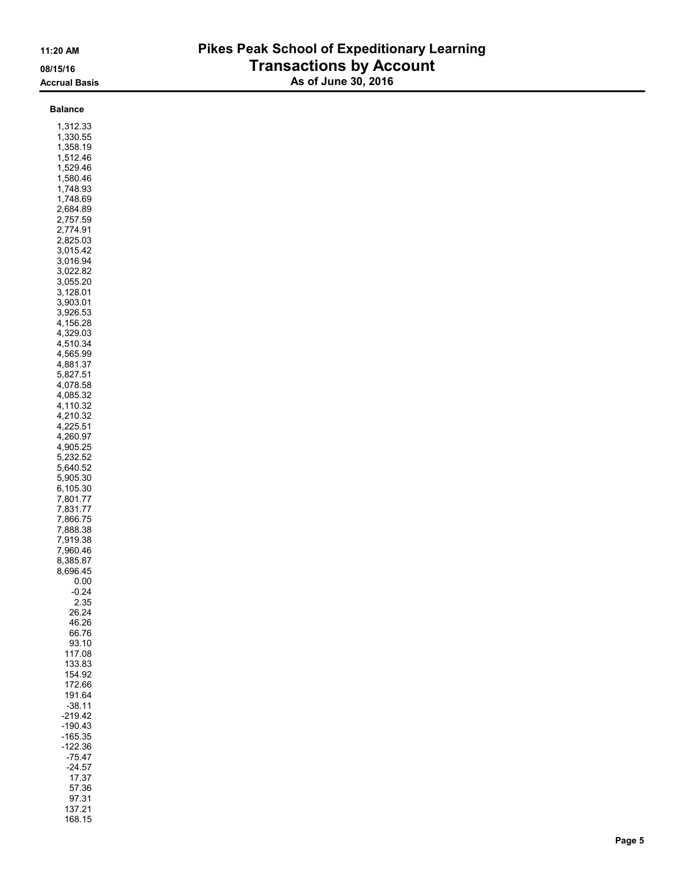# Pikes Peak School of Expeditionary Learning

## Transactions by Account

### As of June 30, 2016

Accrual Basis

| Balance |
|---|
| 1,312.33 |
| 1,330.55 |
| 1,358.19 |
| 1,512.46 |
| 1,529.46 |
| 1,580.46 |
| 1,748.93 |
| 1,748.69 |
| 2,684.89 |
| 2,757.59 |
| 2,774.91 |
| 2,825.03 |
| 3,015.42 |
| 3,016.94 |
| 3,022.82 |
| 3,055.20 |
| 3,128.01 |
| 3,903.01 |
| 3,926.53 |
| 4,156.28 |
| 4,329.03 |
| 4,510.34 |
| 4,565.99 |
| 4,881.37 |
| 5,827.51 |
| 4,078.58 |
| 4,085.32 |
| 4,110.32 |
| 4,210.32 |
| 4,225.51 |
| 4,260.97 |
| 4,905.25 |
| 5,232.52 |
| 5,640.52 |
| 5,905.30 |
| 6,105.30 |
| 7,801.77 |
| 7,831.77 |
| 7,866.75 |
| 7,888.38 |
| 7,919.38 |
| 7,960.46 |
| 8,385.87 |
| 8,696.45 |
| 0.00 |
| -0.24 |
| 2.35 |
| 26.24 |
| 46.26 |
| 66.76 |
| 93.10 |
| 117.08 |
| 133.83 |
| 154.92 |
| 172.66 |
| 191.64 |
| -38.11 |
| -219.42 |
| -190.43 |
| -165.35 |
| -122.36 |
| -75.47 |
| -24.57 |
| 17.37 |
| 57.36 |
| 97.31 |
| 137.21 |
| 168.15 |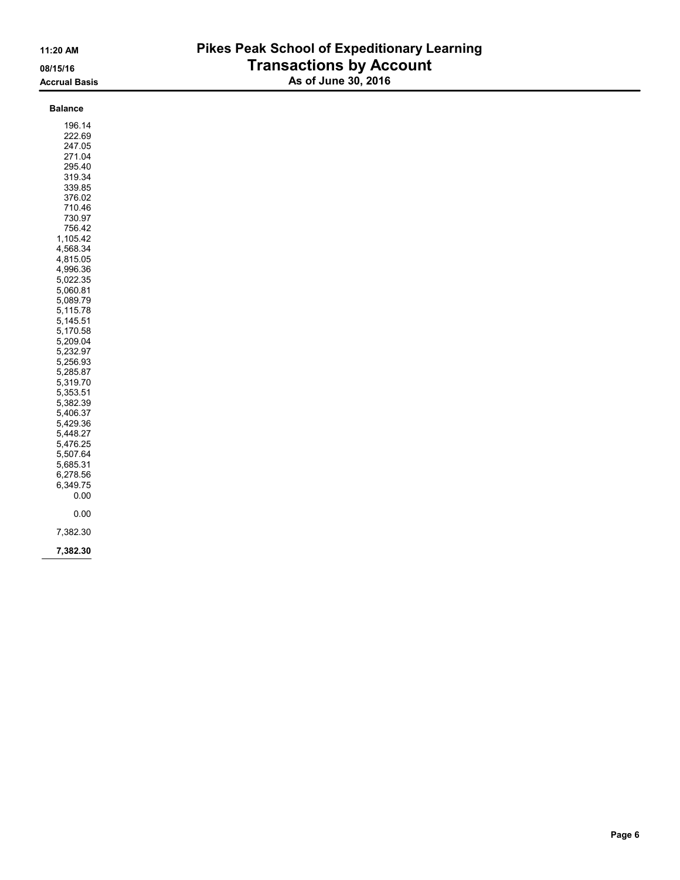# Pikes Peak School of Expeditionary Learning

## Transactions by Account

### As of June 30, 2016

11:20 AM
08/15/16
Accrual Basis

| Balance |
|---|
| 196.14 |
| 222.69 |
| 247.05 |
| 271.04 |
| 295.40 |
| 319.34 |
| 339.85 |
| 376.02 |
| 710.46 |
| 730.97 |
| 756.42 |
| 1,105.42 |
| 4,568.34 |
| 4,815.05 |
| 4,996.36 |
| 5,022.35 |
| 5,060.81 |
| 5,089.79 |
| 5,115.78 |
| 5,145.51 |
| 5,170.58 |
| 5,209.04 |
| 5,232.97 |
| 5,256.93 |
| 5,285.87 |
| 5,319.70 |
| 5,353.51 |
| 5,382.39 |
| 5,406.37 |
| 5,429.36 |
| 5,448.27 |
| 5,476.25 |
| 5,507.64 |
| 5,685.31 |
| 6,278.56 |
| 6,349.75 |
| 0.00 |
| 0.00 |
| 7,382.30 |
| **7,382.30** |